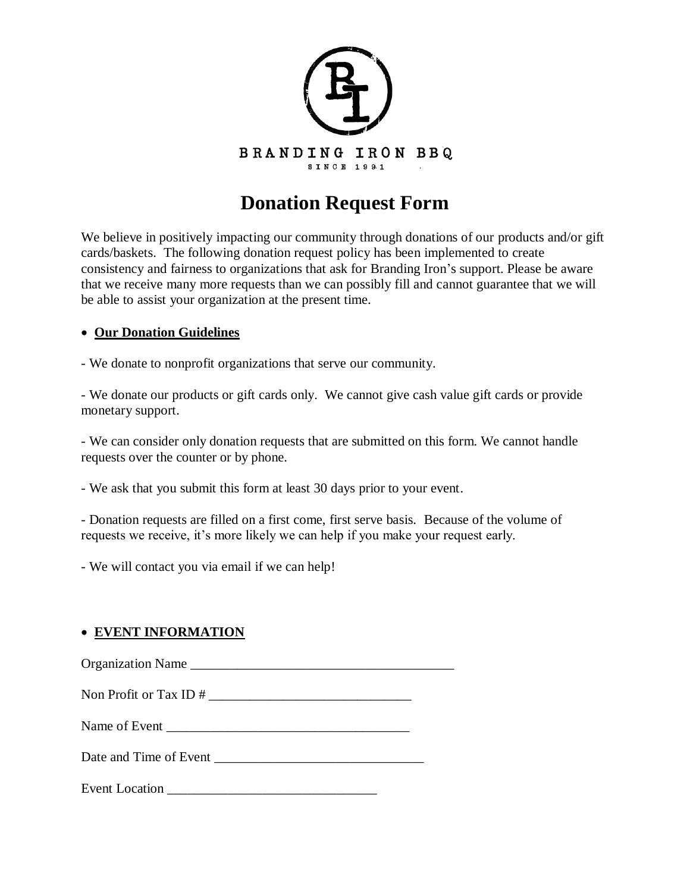BRANDING IRON BBQ

SINCE 1991

# Donation Request Form

We believe in positively impacting our community through donations of our products and/or gift cards/baskets. The following donation request policy has been implemented to create consistency and fairness to organizations that ask for Branding Iron's support. Please be aware that we receive many more requests than we can possibly fill and cannot guarantee that we will be able to assist your organization at the present time.

- **Our Donation Guidelines**

- We donate to nonprofit organizations that serve our community.

- We donate our products or gift cards only. We cannot give cash value gift cards or provide monetary support.

- We can consider only donation requests that are submitted on this form. We cannot handle requests over the counter or by phone.

- We ask that you submit this form at least 30 days prior to your event.

- Donation requests are filled on a first come, first serve basis. Because of the volume of requests we receive, it's more likely we can help if you make your request early.

- We will contact you via email if we can help!

- **EVENT INFORMATION**

Organization Name ________________________________________

Non Profit or Tax ID # ______________________________

Name of Event ____________________________________

Date and Time of Event _______________________________

Event Location _______________________________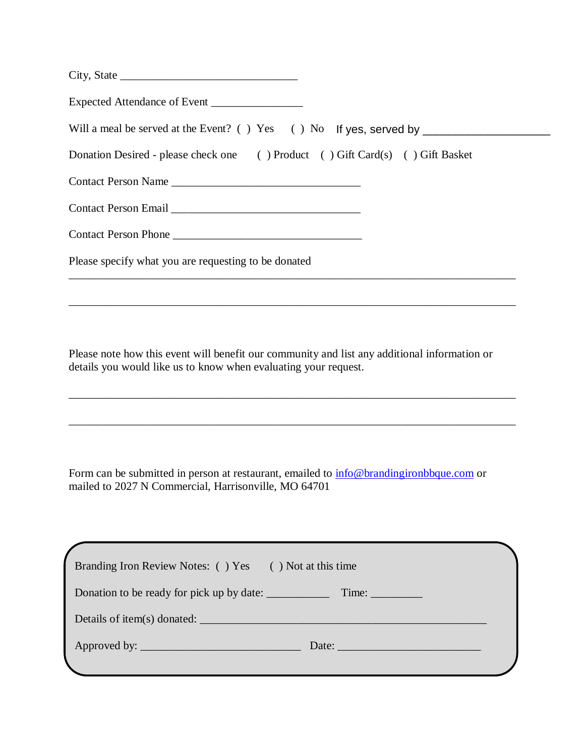City, State ______________________________

Expected Attendance of Event ________________

Will a meal be served at the Event? ( ) Yes ( ) No If yes, served by ____________________

Donation Desired - please check one ( ) Product ( ) Gift Card(s) ( ) Gift Basket

Contact Person Name ________________________________

Contact Person Email ________________________________

Contact Person Phone ________________________________

Please specify what you are requesting to be donated

_____________________________________________________________________________

_____________________________________________________________________________

Please note how this event will benefit our community and list any additional information or details you would like us to know when evaluating your request.

_____________________________________________________________________________

_____________________________________________________________________________

Form can be submitted in person at restaurant, emailed to [info@brandingironbbque.com](mailto:info@brandingironbbque.com) or mailed to 2027 N Commercial, Harrisonville, MO 64701

Branding Iron Review Notes: ( ) Yes ( ) Not at this time

Donation to be ready for pick up by date: ___________ Time: _________

Details of item(s) donated: ________________________________________________

Approved by: ___________________________ Date: ________________________